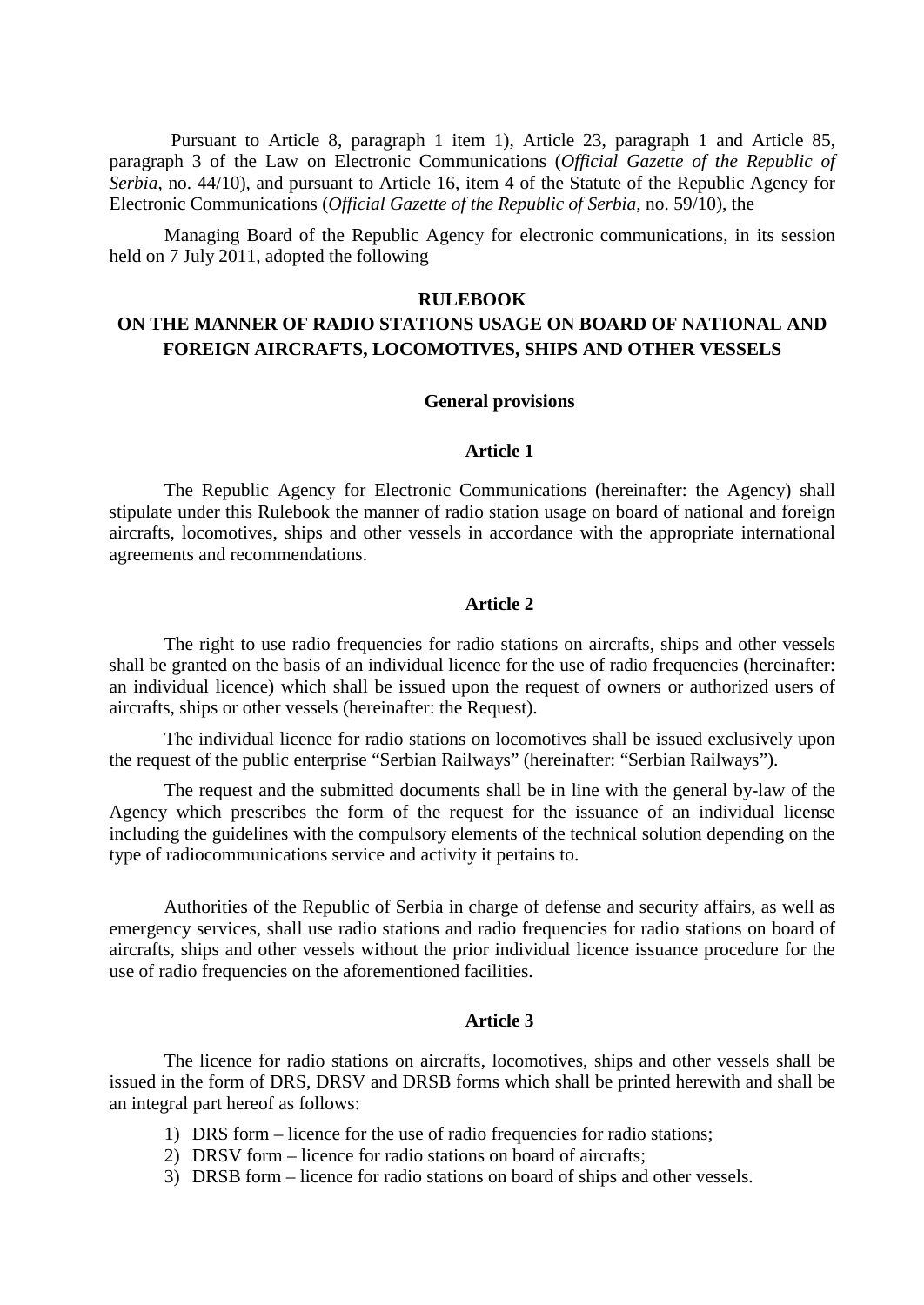Pursuant to Article 8, paragraph 1 item 1), Article 23, paragraph 1 and Article 85, paragraph 3 of the Law on Electronic Communications (*Official Gazette of the Republic of Serbia*, no. 44/10), and pursuant to Article 16, item 4 of the Statute of the Republic Agency for Electronic Communications (*Official Gazette of the Republic of Serbia*, no. 59/10), the

Managing Board of the Republic Agency for electronic communications, in its session held on 7 July 2011, adopted the following

# RULEBOOK
# ON THE MANNER OF RADIO STATIONS USAGE ON BOARD OF NATIONAL AND FOREIGN AIRCRAFTS, LOCOMOTIVES, SHIPS AND OTHER VESSELS

## General provisions

### Article 1

The Republic Agency for Electronic Communications (hereinafter: the Agency) shall stipulate under this Rulebook the manner of radio station usage on board of national and foreign aircrafts, locomotives, ships and other vessels in accordance with the appropriate international agreements and recommendations.

### Article 2

The right to use radio frequencies for radio stations on aircrafts, ships and other vessels shall be granted on the basis of an individual licence for the use of radio frequencies (hereinafter: an individual licence) which shall be issued upon the request of owners or authorized users of aircrafts, ships or other vessels (hereinafter: the Request).

The individual licence for radio stations on locomotives shall be issued exclusively upon the request of the public enterprise "Serbian Railways" (hereinafter: "Serbian Railways").

The request and the submitted documents shall be in line with the general by-law of the Agency which prescribes the form of the request for the issuance of an individual license including the guidelines with the compulsory elements of the technical solution depending on the type of radiocommunications service and activity it pertains to.

Authorities of the Republic of Serbia in charge of defense and security affairs, as well as emergency services, shall use radio stations and radio frequencies for radio stations on board of aircrafts, ships and other vessels without the prior individual licence issuance procedure for the use of radio frequencies on the aforementioned facilities.

### Article 3

The licence for radio stations on aircrafts, locomotives, ships and other vessels shall be issued in the form of DRS, DRSV and DRSB forms which shall be printed herewith and shall be an integral part hereof as follows:

1) DRS form – licence for the use of radio frequencies for radio stations;
2) DRSV form – licence for radio stations on board of aircrafts;
3) DRSB form – licence for radio stations on board of ships and other vessels.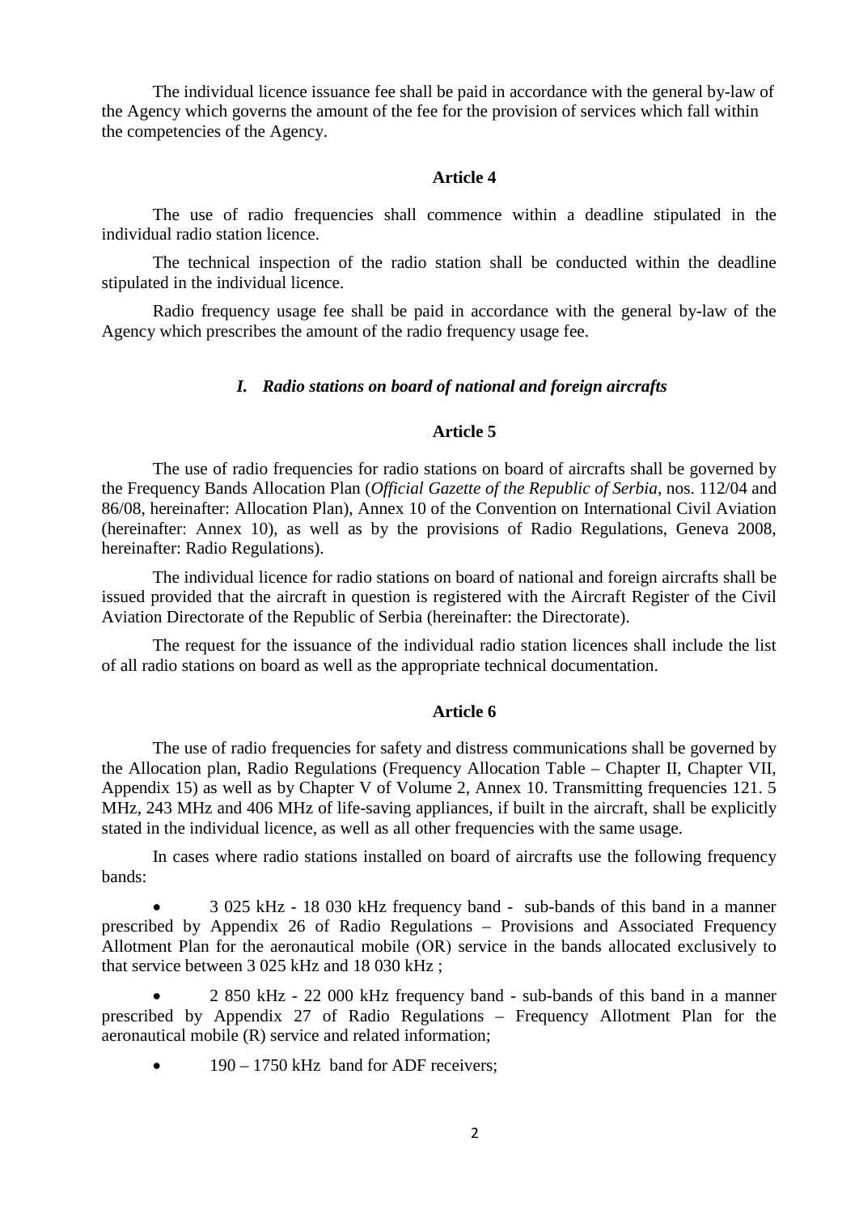The individual licence issuance fee shall be paid in accordance with the general by-law of the Agency which governs the amount of the fee for the provision of services which fall within the competencies of the Agency.

### Article 4

The use of radio frequencies shall commence within a deadline stipulated in the individual radio station licence.

The technical inspection of the radio station shall be conducted within the deadline stipulated in the individual licence.

Radio frequency usage fee shall be paid in accordance with the general by-law of the Agency which prescribes the amount of the radio frequency usage fee.

## *I. Radio stations on board of national and foreign aircrafts*

### Article 5

The use of radio frequencies for radio stations on board of aircrafts shall be governed by the Frequency Bands Allocation Plan (*Official Gazette of the Republic of Serbia*, nos. 112/04 and 86/08, hereinafter: Allocation Plan), Annex 10 of the Convention on International Civil Aviation (hereinafter: Annex 10), as well as by the provisions of Radio Regulations, Geneva 2008, hereinafter: Radio Regulations).

The individual licence for radio stations on board of national and foreign aircrafts shall be issued provided that the aircraft in question is registered with the Aircraft Register of the Civil Aviation Directorate of the Republic of Serbia (hereinafter: the Directorate).

The request for the issuance of the individual radio station licences shall include the list of all radio stations on board as well as the appropriate technical documentation.

### Article 6

The use of radio frequencies for safety and distress communications shall be governed by the Allocation plan, Radio Regulations (Frequency Allocation Table – Chapter II, Chapter VII, Appendix 15) as well as by Chapter V of Volume 2, Annex 10. Transmitting frequencies 121. 5 MHz, 243 MHz and 406 MHz of life-saving appliances, if built in the aircraft, shall be explicitly stated in the individual licence, as well as all other frequencies with the same usage.

In cases where radio stations installed on board of aircrafts use the following frequency bands:

- 3 025 kHz - 18 030 kHz frequency band - sub-bands of this band in a manner prescribed by Appendix 26 of Radio Regulations – Provisions and Associated Frequency Allotment Plan for the aeronautical mobile (OR) service in the bands allocated exclusively to that service between 3 025 kHz and 18 030 kHz ;
- 2 850 kHz - 22 000 kHz frequency band - sub-bands of this band in a manner prescribed by Appendix 27 of Radio Regulations – Frequency Allotment Plan for the aeronautical mobile (R) service and related information;
- 190 – 1750 kHz band for ADF receivers;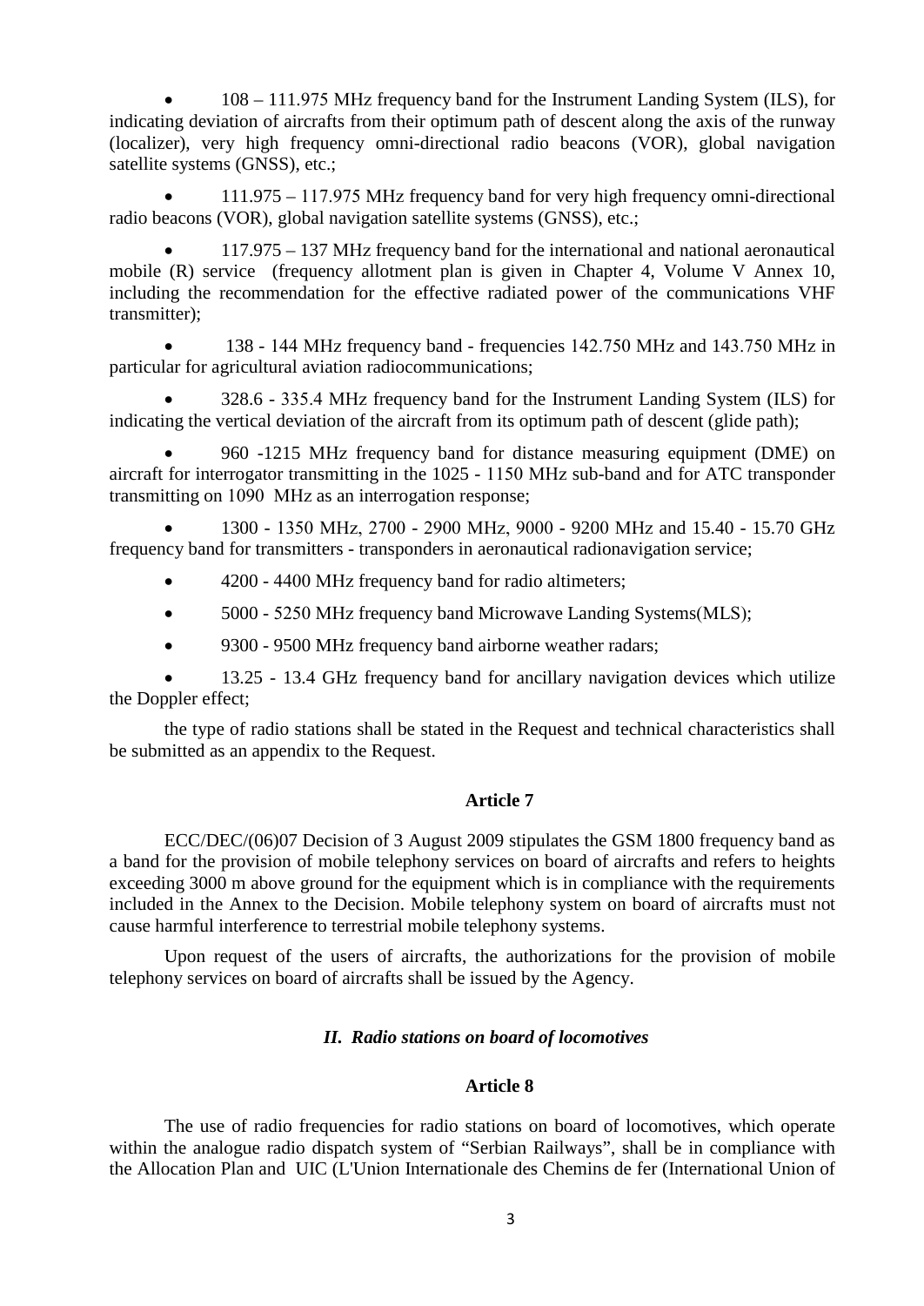- 108 – 111.975 MHz frequency band for the Instrument Landing System (ILS), for indicating deviation of aircrafts from their optimum path of descent along the axis of the runway (localizer), very high frequency omni-directional radio beacons (VOR), global navigation satellite systems (GNSS), etc.;

- 111.975 – 117.975 MHz frequency band for very high frequency omni-directional radio beacons (VOR), global navigation satellite systems (GNSS), etc.;

- 117.975 – 137 MHz frequency band for the international and national aeronautical mobile (R) service (frequency allotment plan is given in Chapter 4, Volume V Annex 10, including the recommendation for the effective radiated power of the communications VHF transmitter);

- 138 - 144 MHz frequency band - frequencies 142.750 MHz and 143.750 MHz in particular for agricultural aviation radiocommunications;

- 328.6 - 335.4 MHz frequency band for the Instrument Landing System (ILS) for indicating the vertical deviation of the aircraft from its optimum path of descent (glide path);

- 960 -1215 MHz frequency band for distance measuring equipment (DME) on aircraft for interrogator transmitting in the 1025 - 1150 MHz sub-band and for ATC transponder transmitting on 1090 MHz as an interrogation response;

- 1300 - 1350 MHz, 2700 - 2900 MHz, 9000 - 9200 MHz and 15.40 - 15.70 GHz frequency band for transmitters - transponders in aeronautical radionavigation service;

- 4200 - 4400 MHz frequency band for radio altimeters;

- 5000 - 5250 MHz frequency band Microwave Landing Systems(MLS);

- 9300 - 9500 MHz frequency band airborne weather radars;

- 13.25 - 13.4 GHz frequency band for ancillary navigation devices which utilize the Doppler effect;

the type of radio stations shall be stated in the Request and technical characteristics shall be submitted as an appendix to the Request.

**Article 7**

ECC/DEC/(06)07 Decision of 3 August 2009 stipulates the GSM 1800 frequency band as a band for the provision of mobile telephony services on board of aircrafts and refers to heights exceeding 3000 m above ground for the equipment which is in compliance with the requirements included in the Annex to the Decision. Mobile telephony system on board of aircrafts must not cause harmful interference to terrestrial mobile telephony systems.

Upon request of the users of aircrafts, the authorizations for the provision of mobile telephony services on board of aircrafts shall be issued by the Agency.

***II. Radio stations on board of locomotives***

**Article 8**

The use of radio frequencies for radio stations on board of locomotives, which operate within the analogue radio dispatch system of "Serbian Railways", shall be in compliance with the Allocation Plan and UIC (L'Union Internationale des Chemins de fer (International Union of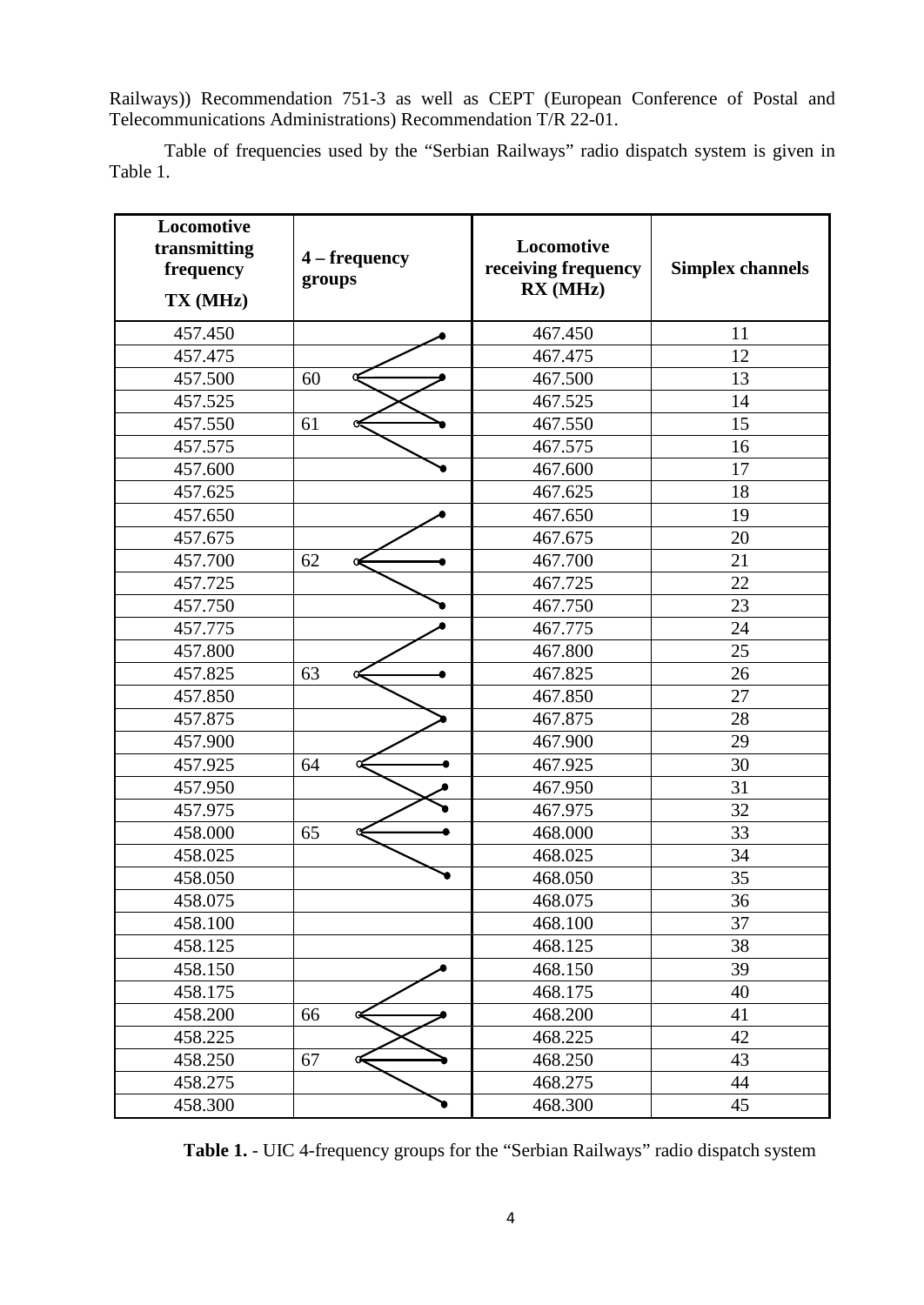Railways)) Recommendation 751-3 as well as CEPT (European Conference of Postal and Telecommunications Administrations) Recommendation T/R 22-01.

Table of frequencies used by the "Serbian Railways" radio dispatch system is given in Table 1.

| Locomotive transmitting frequency TX (MHz) | 4 – frequency groups | Locomotive receiving frequency RX (MHz) | Simplex channels |
|---|---|---|---|
| 457.450 | | 467.450 | 11 |
| 457.475 | | 467.475 | 12 |
| 457.500 | 60 | 467.500 | 13 |
| 457.525 | | 467.525 | 14 |
| 457.550 | 61 | 467.550 | 15 |
| 457.575 | | 467.575 | 16 |
| 457.600 | | 467.600 | 17 |
| 457.625 | | 467.625 | 18 |
| 457.650 | | 467.650 | 19 |
| 457.675 | | 467.675 | 20 |
| 457.700 | 62 | 467.700 | 21 |
| 457.725 | | 467.725 | 22 |
| 457.750 | | 467.750 | 23 |
| 457.775 | | 467.775 | 24 |
| 457.800 | | 467.800 | 25 |
| 457.825 | 63 | 467.825 | 26 |
| 457.850 | | 467.850 | 27 |
| 457.875 | | 467.875 | 28 |
| 457.900 | | 467.900 | 29 |
| 457.925 | 64 | 467.925 | 30 |
| 457.950 | | 467.950 | 31 |
| 457.975 | | 467.975 | 32 |
| 458.000 | 65 | 468.000 | 33 |
| 458.025 | | 468.025 | 34 |
| 458.050 | | 468.050 | 35 |
| 458.075 | | 468.075 | 36 |
| 458.100 | | 468.100 | 37 |
| 458.125 | | 468.125 | 38 |
| 458.150 | | 468.150 | 39 |
| 458.175 | | 468.175 | 40 |
| 458.200 | 66 | 468.200 | 41 |
| 458.225 | | 468.225 | 42 |
| 458.250 | 67 | 468.250 | 43 |
| 458.275 | | 468.275 | 44 |
| 458.300 | | 468.300 | 45 |

**Table 1.** - UIC 4-frequency groups for the "Serbian Railways" radio dispatch system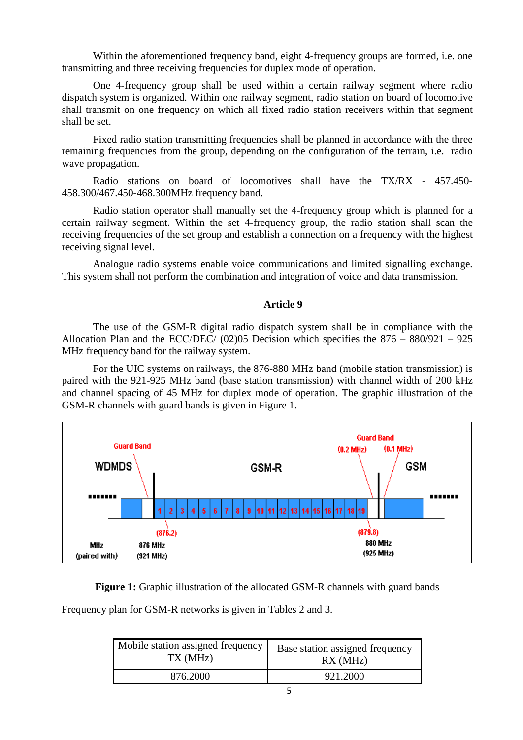Within the aforementioned frequency band, eight 4-frequency groups are formed, i.e. one transmitting and three receiving frequencies for duplex mode of operation.

One 4-frequency group shall be used within a certain railway segment where radio dispatch system is organized. Within one railway segment, radio station on board of locomotive shall transmit on one frequency on which all fixed radio station receivers within that segment shall be set.

Fixed radio station transmitting frequencies shall be planned in accordance with the three remaining frequencies from the group, depending on the configuration of the terrain, i.e. radio wave propagation.

Radio stations on board of locomotives shall have the TX/RX - 457.450-458.300/467.450-468.300MHz frequency band.

Radio station operator shall manually set the 4-frequency group which is planned for a certain railway segment. Within the set 4-frequency group, the radio station shall scan the receiving frequencies of the set group and establish a connection on a frequency with the highest receiving signal level.

Analogue radio systems enable voice communications and limited signalling exchange. This system shall not perform the combination and integration of voice and data transmission.

**Article 9**

The use of the GSM-R digital radio dispatch system shall be in compliance with the Allocation Plan and the ECC/DEC/ (02)05 Decision which specifies the 876 – 880/921 – 925 MHz frequency band for the railway system.

For the UIC systems on railways, the 876-880 MHz band (mobile station transmission) is paired with the 921-925 MHz band (base station transmission) with channel width of 200 kHz and channel spacing of 45 MHz for duplex mode of operation. The graphic illustration of the GSM-R channels with guard bands is given in Figure 1.

Guard Band | WDMDS | GSM-R | Guard Band (0.2 MHz) (0.1 MHz) | GSM

1 2 3 4 5 6 7 8 9 10 11 12 13 14 15 16 17 18 19

(876.2) | (879.8)

MHz (paired with) | 876 MHz (921 MHz) | 880 MHz (925 MHz)

**Figure 1:** Graphic illustration of the allocated GSM-R channels with guard bands

Frequency plan for GSM-R networks is given in Tables 2 and 3.

| Mobile station assigned frequency TX (MHz) | Base station assigned frequency RX (MHz) |
|---|---|
| 876.2000 | 921.2000 |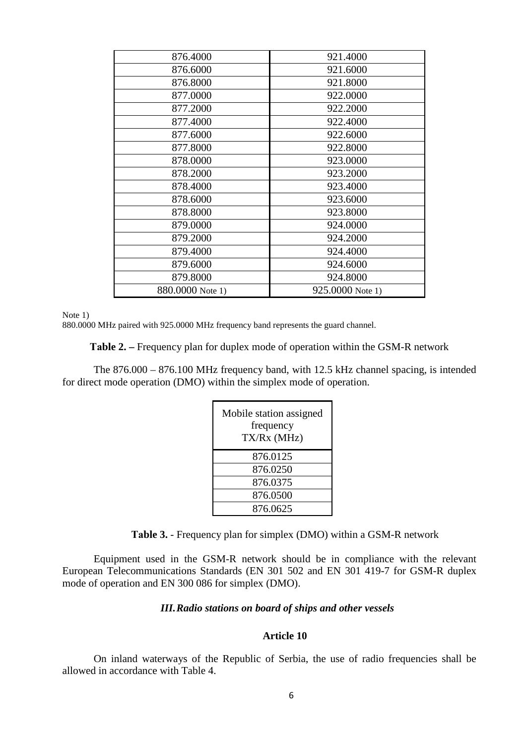| | |
|---|---|
| 876.4000 | 921.4000 |
| 876.6000 | 921.6000 |
| 876.8000 | 921.8000 |
| 877.0000 | 922.0000 |
| 877.2000 | 922.2000 |
| 877.4000 | 922.4000 |
| 877.6000 | 922.6000 |
| 877.8000 | 922.8000 |
| 878.0000 | 923.0000 |
| 878.2000 | 923.2000 |
| 878.4000 | 923.4000 |
| 878.6000 | 923.6000 |
| 878.8000 | 923.8000 |
| 879.0000 | 924.0000 |
| 879.2000 | 924.2000 |
| 879.4000 | 924.4000 |
| 879.6000 | 924.6000 |
| 879.8000 | 924.8000 |
| 880.0000 Note 1) | 925.0000 Note 1) |

Note 1)
880.0000 MHz paired with 925.0000 MHz frequency band represents the guard channel.

**Table 2. –** Frequency plan for duplex mode of operation within the GSM-R network

The 876.000 – 876.100 MHz frequency band, with 12.5 kHz channel spacing, is intended for direct mode operation (DMO) within the simplex mode of operation.

| Mobile station assigned frequency TX/Rx (MHz) |
|---|
| 876.0125 |
| 876.0250 |
| 876.0375 |
| 876.0500 |
| 876.0625 |

**Table 3.** - Frequency plan for simplex (DMO) within a GSM-R network

Equipment used in the GSM-R network should be in compliance with the relevant European Telecommunications Standards (EN 301 502 and EN 301 419-7 for GSM-R duplex mode of operation and EN 300 086 for simplex (DMO).

### *III. Radio stations on board of ships and other vessels*

#### Article 10

On inland waterways of the Republic of Serbia, the use of radio frequencies shall be allowed in accordance with Table 4.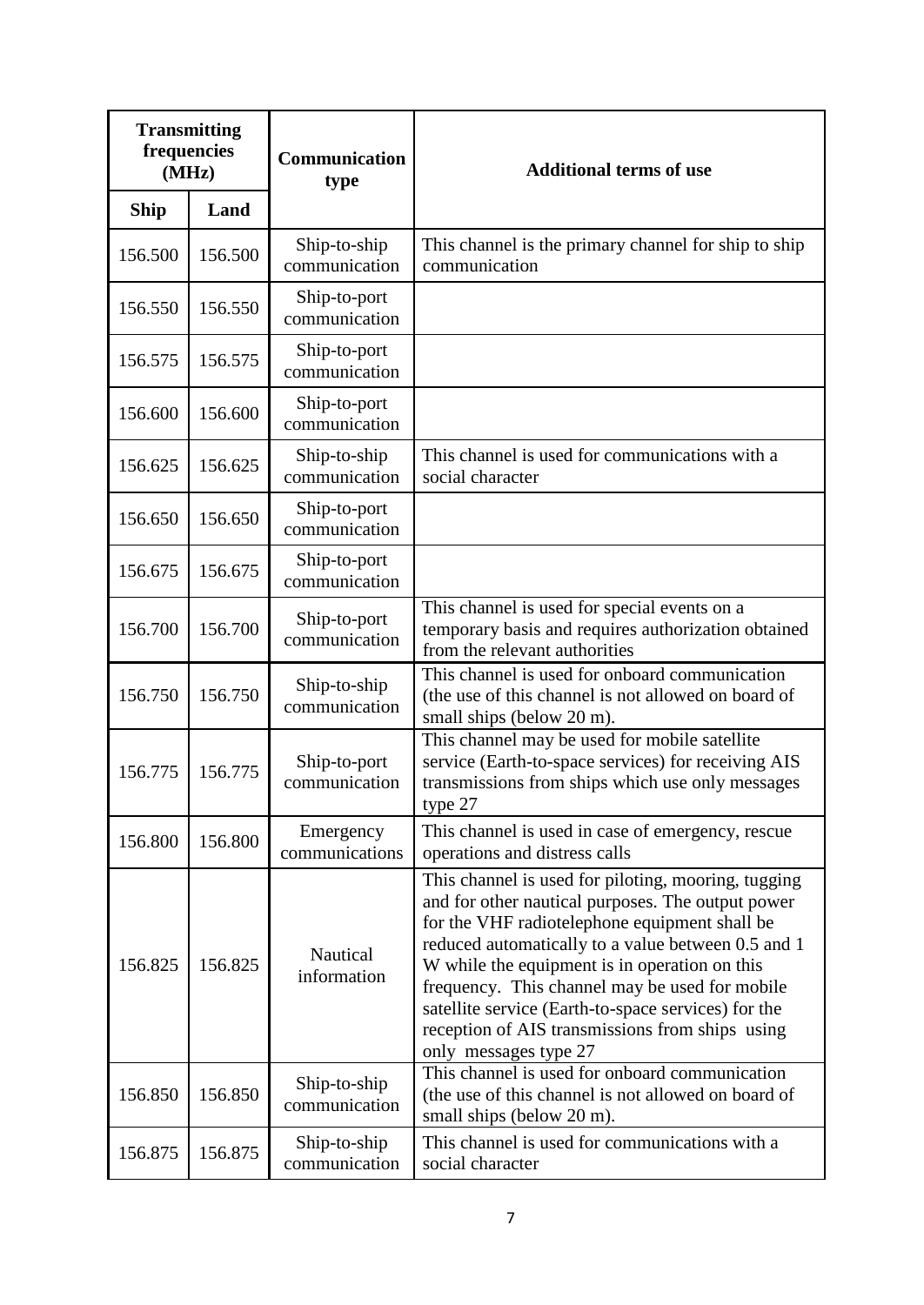| Transmitting frequencies (MHz) | | Communication type | Additional terms of use |
|---|---|---|---|
| Ship | Land | | |
| 156.500 | 156.500 | Ship-to-ship communication | This channel is the primary channel for ship to ship communication |
| 156.550 | 156.550 | Ship-to-port communication | |
| 156.575 | 156.575 | Ship-to-port communication | |
| 156.600 | 156.600 | Ship-to-port communication | |
| 156.625 | 156.625 | Ship-to-ship communication | This channel is used for communications with a social character |
| 156.650 | 156.650 | Ship-to-port communication | |
| 156.675 | 156.675 | Ship-to-port communication | |
| 156.700 | 156.700 | Ship-to-port communication | This channel is used for special events on a temporary basis and requires authorization obtained from the relevant authorities |
| 156.750 | 156.750 | Ship-to-ship communication | This channel is used for onboard communication (the use of this channel is not allowed on board of small ships (below 20 m). |
| 156.775 | 156.775 | Ship-to-port communication | This channel may be used for mobile satellite service (Earth-to-space services) for receiving AIS transmissions from ships which use only messages type 27 |
| 156.800 | 156.800 | Emergency communications | This channel is used in case of emergency, rescue operations and distress calls |
| 156.825 | 156.825 | Nautical information | This channel is used for piloting, mooring, tugging and for other nautical purposes. The output power for the VHF radiotelephone equipment shall be reduced automatically to a value between 0.5 and 1 W while the equipment is in operation on this frequency. This channel may be used for mobile satellite service (Earth-to-space services) for the reception of AIS transmissions from ships using only messages type 27 |
| 156.850 | 156.850 | Ship-to-ship communication | This channel is used for onboard communication (the use of this channel is not allowed on board of small ships (below 20 m). |
| 156.875 | 156.875 | Ship-to-ship communication | This channel is used for communications with a social character |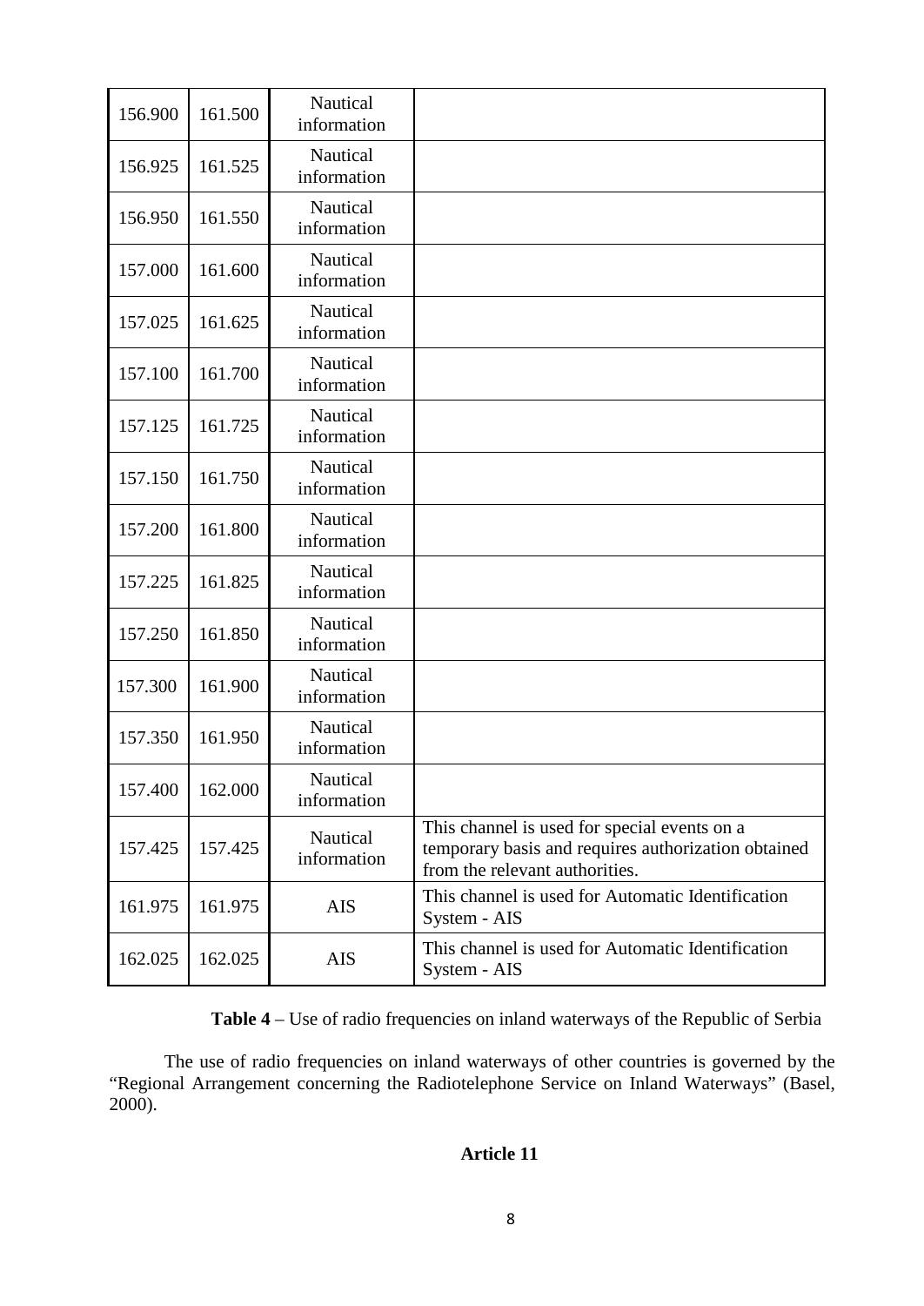| | | | |
|---|---|---|---|
| 156.900 | 161.500 | Nautical information | |
| 156.925 | 161.525 | Nautical information | |
| 156.950 | 161.550 | Nautical information | |
| 157.000 | 161.600 | Nautical information | |
| 157.025 | 161.625 | Nautical information | |
| 157.100 | 161.700 | Nautical information | |
| 157.125 | 161.725 | Nautical information | |
| 157.150 | 161.750 | Nautical information | |
| 157.200 | 161.800 | Nautical information | |
| 157.225 | 161.825 | Nautical information | |
| 157.250 | 161.850 | Nautical information | |
| 157.300 | 161.900 | Nautical information | |
| 157.350 | 161.950 | Nautical information | |
| 157.400 | 162.000 | Nautical information | |
| 157.425 | 157.425 | Nautical information | This channel is used for special events on a temporary basis and requires authorization obtained from the relevant authorities. |
| 161.975 | 161.975 | AIS | This channel is used for Automatic Identification System - AIS |
| 162.025 | 162.025 | AIS | This channel is used for Automatic Identification System - AIS |

**Table 4** – Use of radio frequencies on inland waterways of the Republic of Serbia

The use of radio frequencies on inland waterways of other countries is governed by the "Regional Arrangement concerning the Radiotelephone Service on Inland Waterways" (Basel, 2000).

## Article 11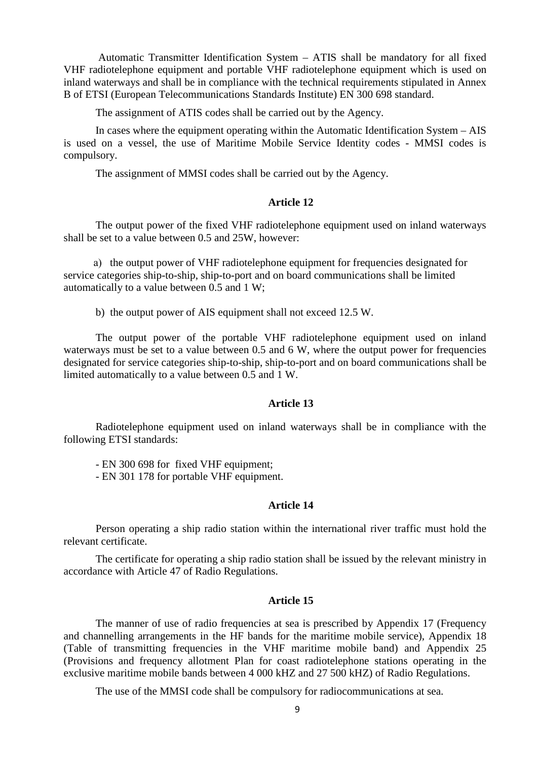Automatic Transmitter Identification System – ATIS shall be mandatory for all fixed VHF radiotelephone equipment and portable VHF radiotelephone equipment which is used on inland waterways and shall be in compliance with the technical requirements stipulated in Annex B of ETSI (European Telecommunications Standards Institute) EN 300 698 standard.

The assignment of ATIS codes shall be carried out by the Agency.

In cases where the equipment operating within the Automatic Identification System – AIS is used on a vessel, the use of Maritime Mobile Service Identity codes - MMSI codes is compulsory.

The assignment of MMSI codes shall be carried out by the Agency.

**Article 12**

The output power of the fixed VHF radiotelephone equipment used on inland waterways shall be set to a value between 0.5 and 25W, however:

a) the output power of VHF radiotelephone equipment for frequencies designated for service categories ship-to-ship, ship-to-port and on board communications shall be limited automatically to a value between 0.5 and 1 W;

b) the output power of AIS equipment shall not exceed 12.5 W.

The output power of the portable VHF radiotelephone equipment used on inland waterways must be set to a value between 0.5 and 6 W, where the output power for frequencies designated for service categories ship-to-ship, ship-to-port and on board communications shall be limited automatically to a value between 0.5 and 1 W.

**Article 13**

Radiotelephone equipment used on inland waterways shall be in compliance with the following ETSI standards:

- EN 300 698 for fixed VHF equipment;
- EN 301 178 for portable VHF equipment.

**Article 14**

Person operating a ship radio station within the international river traffic must hold the relevant certificate.

The certificate for operating a ship radio station shall be issued by the relevant ministry in accordance with Article 47 of Radio Regulations.

**Article 15**

The manner of use of radio frequencies at sea is prescribed by Appendix 17 (Frequency and channelling arrangements in the HF bands for the maritime mobile service), Appendix 18 (Table of transmitting frequencies in the VHF maritime mobile band) and Appendix 25 (Provisions and frequency allotment Plan for coast radiotelephone stations operating in the exclusive maritime mobile bands between 4 000 kHZ and 27 500 kHZ) of Radio Regulations.

The use of the MMSI code shall be compulsory for radiocommunications at sea.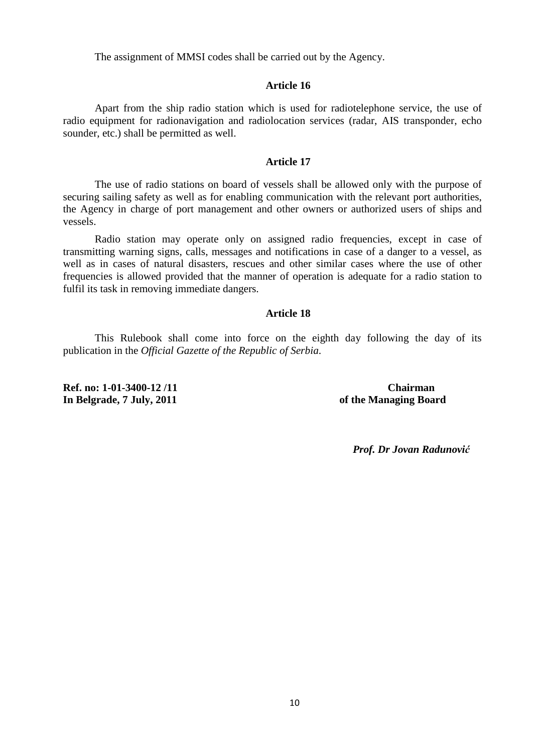The assignment of MMSI codes shall be carried out by the Agency.

### Article 16

Apart from the ship radio station which is used for radiotelephone service, the use of radio equipment for radionavigation and radiolocation services (radar, AIS transponder, echo sounder, etc.) shall be permitted as well.

### Article 17

The use of radio stations on board of vessels shall be allowed only with the purpose of securing sailing safety as well as for enabling communication with the relevant port authorities, the Agency in charge of port management and other owners or authorized users of ships and vessels.

Radio station may operate only on assigned radio frequencies, except in case of transmitting warning signs, calls, messages and notifications in case of a danger to a vessel, as well as in cases of natural disasters, rescues and other similar cases where the use of other frequencies is allowed provided that the manner of operation is adequate for a radio station to fulfil its task in removing immediate dangers.

### Article 18

This Rulebook shall come into force on the eighth day following the day of its publication in the *Official Gazette of the Republic of Serbia*.

**Ref. no: 1-01-3400-12 /11**
**In Belgrade, 7 July, 2011**

**Chairman**
**of the Managing Board**

***Prof. Dr Jovan Radunović***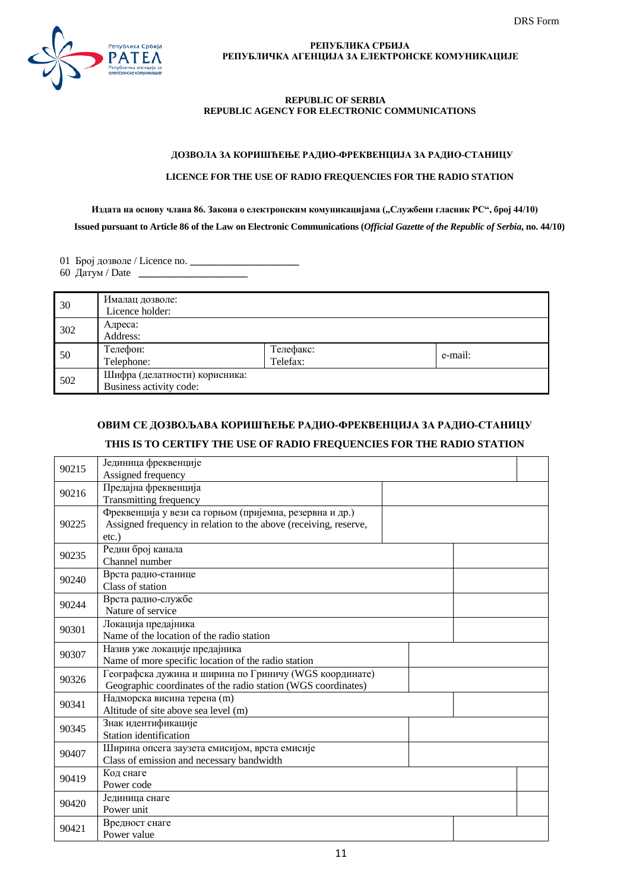DRS Form

**РЕПУБЛИКА СРБИЈА**
**РЕПУБЛИЧКА АГЕНЦИЈА ЗА ЕЛЕКТРОНСКЕ КОМУНИКАЦИЈЕ**

**REPUBLIC OF SERBIA**
**REPUBLIC AGENCY FOR ELECTRONIC COMMUNICATIONS**

**ДОЗВОЛА ЗА КОРИШЋЕЊЕ РАДИО-ФРЕКВЕНЦИЈА ЗА РАДИО-СТАНИЦУ**

**LICENCE FOR THE USE OF RADIO FREQUENCIES FOR THE RADIO STATION**

**Издата на основу члана 86. Закона о електронским комуникацијама („Службени гласник РС“, број 44/10)**

**Issued pursuant to Article 86 of the Law on Electronic Communications (*Official Gazette of the Republic of Serbia*, no. 44/10)**

01 Број дозволе / Licence no. ____________________
60 Датум / Date ____________________

| | | | |
|---|---|---|---|
| 30 | Ималац дозволе:<br>Licence holder: | | |
| 302 | Адреса:<br>Address: | | |
| 50 | Телефон:<br>Telephone: | Телефакс:<br>Telefax: | e-mail: |
| 502 | Шифра (делатности) корисника:<br>Business activity code: | | |

**ОВИМ СЕ ДОЗВОЉАВА КОРИШЋЕЊЕ РАДИО-ФРЕКВЕНЦИЈА ЗА РАДИО-СТАНИЦУ**

**THIS IS TO CERTIFY THE USE OF RADIO FREQUENCIES FOR THE RADIO STATION**

| | | |
|---|---|---|
| 90215 | Јединица фреквенције<br>Assigned frequency | |
| 90216 | Предајна фреквенција<br>Transmitting frequency | |
| 90225 | Фреквенција у вези са горњом (пријемна, резервна и др.)<br>Assigned frequency in relation to the above (receiving, reserve, etc.) | |
| 90235 | Редни број канала<br>Channel number | |
| 90240 | Врста радио-станице<br>Class of station | |
| 90244 | Врста радио-службе<br>Nature of service | |
| 90301 | Локација предајника<br>Name of the location of the radio station | |
| 90307 | Назив уже локације предајника<br>Name of more specific location of the radio station | |
| 90326 | Географска дужина и ширина по Гриничу (WGS координате)<br>Geographic coordinates of the radio station (WGS coordinates) | |
| 90341 | Надморска висина терена (m)<br>Altitude of site above sea level (m) | |
| 90345 | Знак идентификације<br>Station identification | |
| 90407 | Ширина опсега заузета емисијом, врста емисије<br>Class of emission and necessary bandwidth | |
| 90419 | Код снаге<br>Power code | |
| 90420 | Јединица снаге<br>Power unit | |
| 90421 | Вредност снаге<br>Power value | |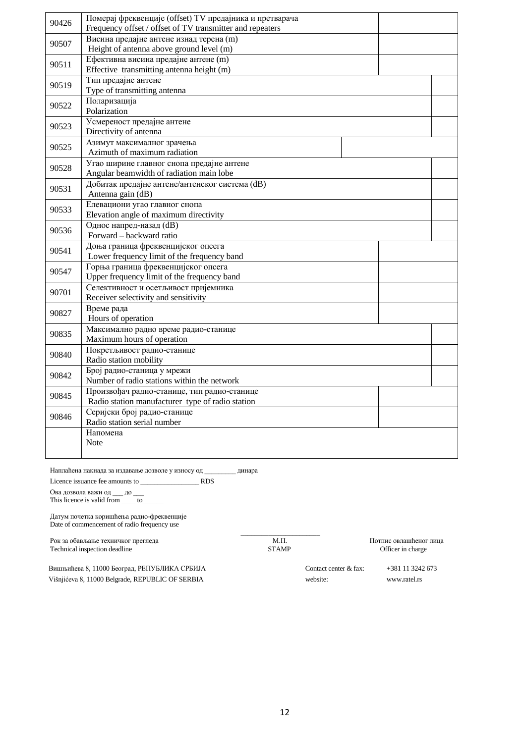| | | |
|---|---|---|
| 90426 | Померај фреквенције (offset) TV предајника и претварача<br>Frequency offset / offset of TV transmitter and repeaters | |
| 90507 | Висина предајне антене изнад терена (m)<br>Height of antenna above ground level (m) | |
| 90511 | Ефективна висина предајне антене (m)<br>Effective transmitting antenna height (m) | |
| 90519 | Тип предајне антене<br>Type of transmitting antenna | |
| 90522 | Поларизација<br>Polarization | |
| 90523 | Усмереност предајне антене<br>Directivity of antenna | |
| 90525 | Азимут максималног зрачења<br>Azimuth of maximum radiation | |
| 90528 | Угао ширине главног снопа предајне антене<br>Angular beamwidth of radiation main lobe | |
| 90531 | Добитак предајне антене/антенског система (dB)<br>Antenna gain (dB) | |
| 90533 | Елевациони угао главног снопа<br>Elevation angle of maximum directivity | |
| 90536 | Однос напред-назад (dB)<br>Forward – backward ratio | |
| 90541 | Доња граница фреквенцијског опсега<br>Lower frequency limit of the frequency band | |
| 90547 | Горња граница фреквенцијског опсега<br>Upper frequency limit of the frequency band | |
| 90701 | Селективност и осетљивост пријемника<br>Receiver selectivity and sensitivity | |
| 90827 | Време рада<br>Hours of operation | |
| 90835 | Максимално радно време радио-станице<br>Maximum hours of operation | |
| 90840 | Покретљивост радио-станице<br>Radio station mobility | |
| 90842 | Број радио-станица у мрежи<br>Number of radio stations within the network | |
| 90845 | Произвођач радио-станице, тип радио-станице<br>Radio station manufacturer type of radio station | |
| 90846 | Серијски број радио-станице<br>Radio station serial number | |
| | Напомена<br>Note | |

Наплаћена накнада за издавање дозволе у износу од _________ динара

Licence issuance fee amounts to _________________ RDS

Ова дозвола важи од ___ до ___
This licence is valid from ____ to______

Датум почетка коришћења радио-фреквенције
Date of commencement of radio frequency use

Рок за обављање техничког прегледа
Technical inspection deadline

М.П.
STAMP

_______________________
Потпис овлашћеног лица
Officer in charge

Вишњићева 8, 11000 Београд, РЕПУБЛИКА СРБИЈА
Višnjićeva 8, 11000 Belgrade, REPUBLIC OF SERBIA

Contact center & fax: +381 11 3242 673
website: www.ratel.rs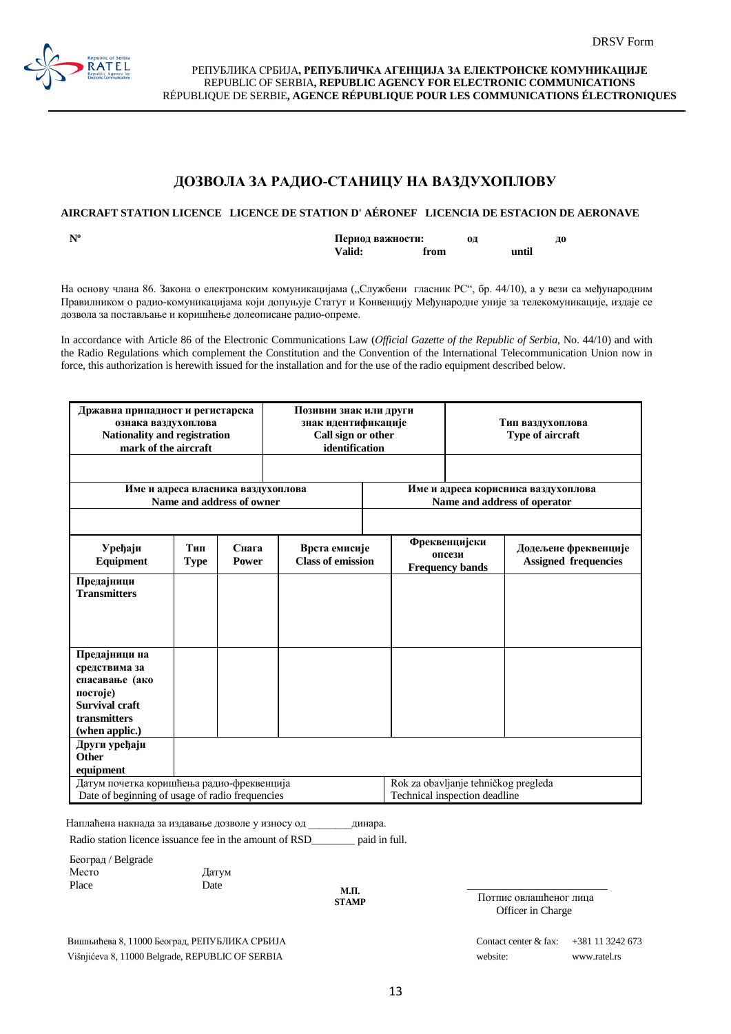DRSV Form

РЕПУБЛИКА СРБИЈА, **РЕПУБЛИЧКА АГЕНЦИЈА ЗА ЕЛЕКТРОНСКЕ КОМУНИКАЦИЈЕ**
REPUBLIC OF SERBIA, **REPUBLIC AGENCY FOR ELECTRONIC COMMUNICATIONS**
RÉPUBLIQUE DE SERBIE, **AGENCE RÉPUBLIQUE POUR LES COMMUNICATIONS ÉLECTRONIQUES**

## ДОЗВОЛА ЗА РАДИО-СТАНИЦУ НА ВАЗДУХОПЛОВУ

**AIRCRAFT STATION LICENCE LICENCE DE STATION D' AÉRONEF LICENCIA DE ESTACION DE AERONAVE**

**Nº**

**Период важности:** **од** **до**
**Valid:** **from** **until**

На основу члана 86. Закона о електронским комуникацијама („Службени гласник РС", бр. 44/10), а у вези са међународним Правилником о радио-комуникацијама који допуњује Статут и Конвенцију Међународне уније за телекомуникације, издаје се дозвола за постављање и коришћење долеописане радио-опреме.

In accordance with Article 86 of the Electronic Communications Law (*Official Gazette of the Republic of Serbia*, No. 44/10) and with the Radio Regulations which complement the Constitution and the Convention of the International Telecommunication Union now in force, this authorization is herewith issued for the installation and for the use of the radio equipment described below.

| **Државна припадност и регистарска ознака ваздухоплова** **Nationality and registration mark of the aircraft** | **Позивни знак или други знак идентификације** **Call sign or other identification** | **Тип ваздухоплова** **Type of aircraft** |
|---|---|---|
| | | |

| **Име и адреса власника ваздухоплова** **Name and address of owner** | **Име и адреса корисника ваздухоплова** **Name and address of operator** |
|---|---|
| | |

| **Уређаји** **Equipment** | **Тип** **Type** | **Снага** **Power** | **Врста емисије** **Class of emission** | **Фреквенцијски опсези** **Frequency bands** | **Додељене фреквенције** **Assigned frequencies** |
|---|---|---|---|---|---|
| **Предајници** **Transmitters** | | | | | |
| **Предајници на средствима за спасавање (ако постоје)** **Survival craft transmitters (when applic.)** | | | | | |
| **Други уређаји** **Other equipment** | | | | | |

| Датум почетка коришћења радио-фреквенција Date of beginning of usage of radio frequencies | Rok za obavljanje tehničkog pregleda Technical inspection deadline |
|---|---|

Наплаћена накнада за издавање дозволе у износу од ________динара.
Radio station licence issuance fee in the amount of RSD________ paid in full.

Београд / Belgrade
Место Place

Датум Date

**М.П.**
**STAMP**

_________________________
Потпис овлашћеног лица
Officer in Charge

Вишњићева 8, 11000 Београд, РЕПУБЛИКА СРБИЈА
Višnjićeva 8, 11000 Belgrade, REPUBLIC OF SERBIA

Contact center & fax: +381 11 3242 673
website: www.ratel.rs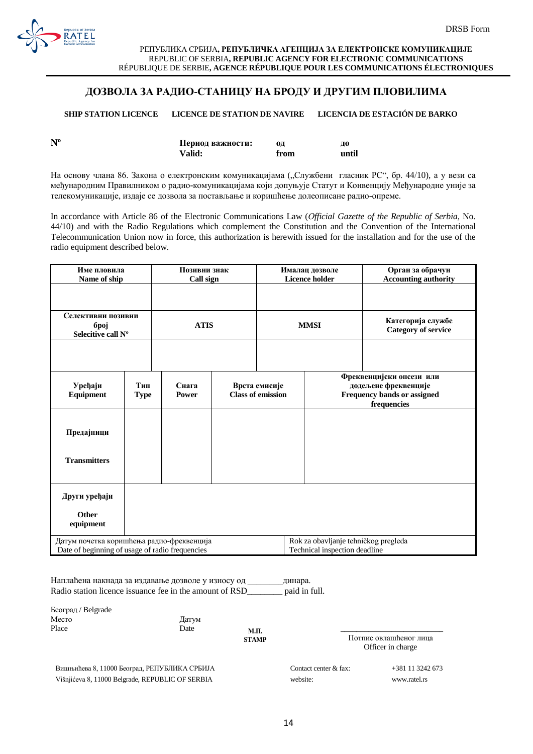DRSB Form

РЕПУБЛИКА СРБИЈА**, РЕПУБЛИЧКА АГЕНЦИЈА ЗА ЕЛЕКТРОНСКЕ КОМУНИКАЦИЈЕ**
REPUBLIC OF SERBIA**, REPUBLIC AGENCY FOR ELECTRONIC COMMUNICATIONS**
RÉPUBLIQUE DE SERBIE**, AGENCE RÉPUBLIQUE POUR LES COMMUNICATIONS ÉLECTRONIQUES**

## ДОЗВОЛА ЗА РАДИО-СТАНИЦУ НА БРОДУ И ДРУГИМ ПЛОВИЛИМА

**SHIP STATION LICENCE** **LICENCE DE STATION DE NAVIRE** **LICENCIA DE ESTACIÓN DE BARKO**

**Nº** **Период важности:** **од** **до**
**Valid:** **from** **until**

На основу члана 86. Закона о електронским комуникацијама („Службени гласник РС“, бр. 44/10), а у вези са међународним Правилником о радио-комуникацијама који допуњује Статут и Конвенцију Међународне уније за телекомуникације, издаје се дозвола за постављање и коришћење долеописане радио-опреме.

In accordance with Article 86 of the Electronic Communications Law (*Official Gazette of the Republic of Serbia,* No. 44/10) and with the Radio Regulations which complement the Constitution and the Convention of the International Telecommunication Union now in force, this authorization is herewith issued for the installation and for the use of the radio equipment described below.

| **Име пловила**<br>**Name of ship** | **Позивни знак**<br>**Call sign** | **Ималац дозволе**<br>**Licence holder** | **Орган за обрачун**<br>**Accounting authority** |
|---|---|---|---|
| | | | |
| **Селективни позивни број**<br>**Selecitive call Nº** | **ATIS** | **MMSI** | **Категорија службе**<br>**Category of service** |
| | | | |

| **Уређаји**<br>**Equipment** | **Тип**<br>**Type** | **Снага**<br>**Power** | **Врста емисије**<br>**Class of emission** | **Фреквенцијски опсези или додељене фреквенције**<br>**Frequency bands or assigned frequencies** |
|---|---|---|---|---|
| **Предајници**<br>**Transmitters** | | | | |
| **Други уређаји**<br>**Other equipment** | | | | |
| Датум почетка коришћења радио-фреквенција<br>Date of beginning of usage of radio frequencies | | | Rok za obavljanje tehničkog pregleda<br>Technical inspection deadline | |

Наплаћена накнада за издавање дозволе у износу од ________динара.
Radio station licence issuance fee in the amount of RSD________ paid in full.

Београд / Belgrade
Место Датум
Place Date **М.П.**
**STAMP**

________________________
Потпис овлашћеног лица
Officer in charge

Вишњићева 8, 11000 Београд, РЕПУБЛИКА СРБИЈА
Višnjićeva 8, 11000 Belgrade, REPUBLIC OF SERBIA

Contact center & fax: +381 11 3242 673
website: www.ratel.rs